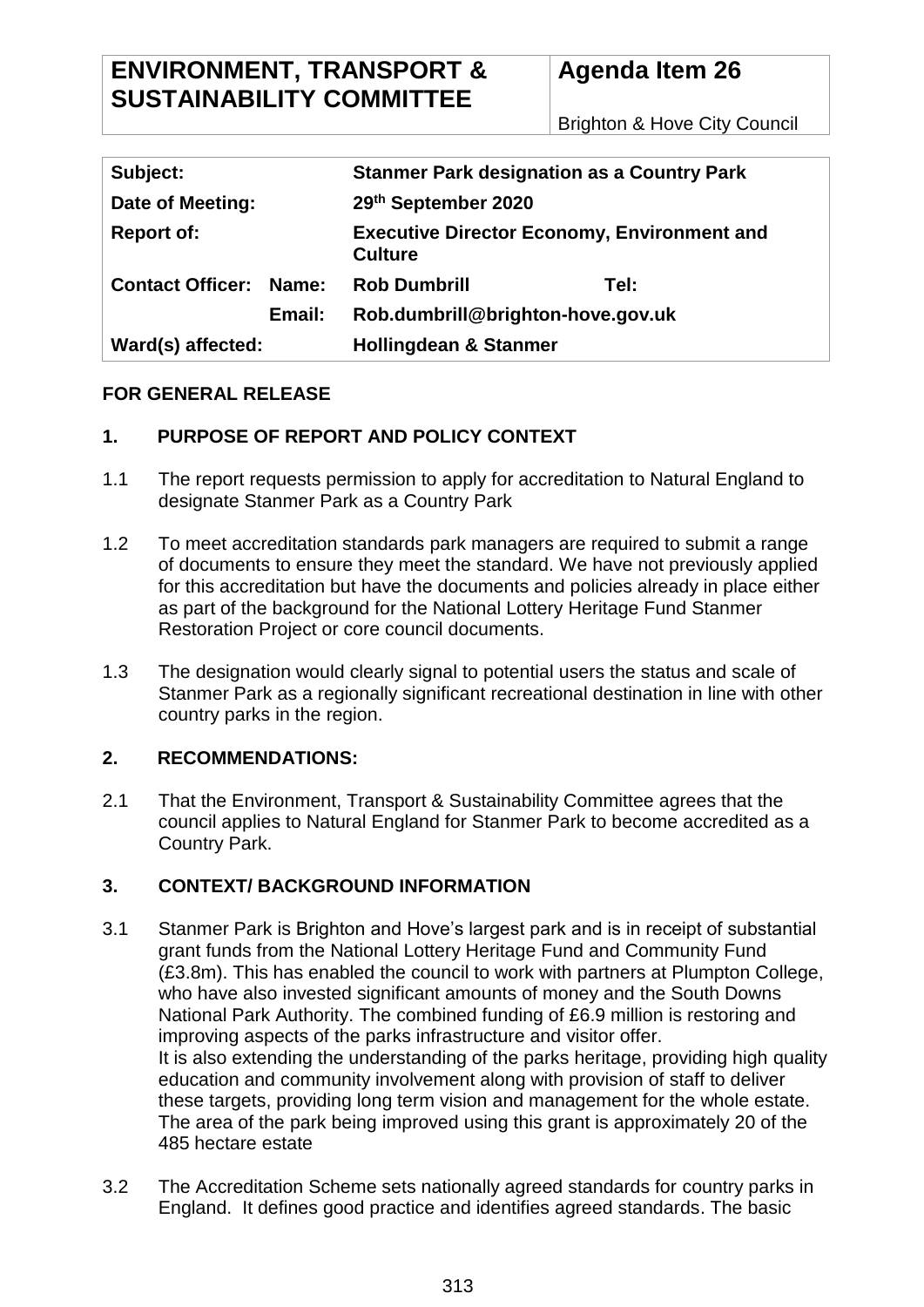| ENVIRONMENT, TRANSPORT & SUSTAINABILITY COMMITTEE | Agenda Item 26 |
|---|---|
| | Brighton & Hove City Council |

| | | | |
|---|---|---|---|
| **Subject:** | | **Stanmer Park designation as a Country Park** | |
| **Date of Meeting:** | | **29th September 2020** | |
| **Report of:** | | **Executive Director Economy, Environment and Culture** | |
| **Contact Officer:** | **Name:** | **Rob Dumbrill** | **Tel:** |
| | **Email:** | **Rob.dumbrill@brighton-hove.gov.uk** | |
| **Ward(s) affected:** | | **Hollingdean & Stanmer** | |

**FOR GENERAL RELEASE**

## 1. PURPOSE OF REPORT AND POLICY CONTEXT

1.1 The report requests permission to apply for accreditation to Natural England to designate Stanmer Park as a Country Park

1.2 To meet accreditation standards park managers are required to submit a range of documents to ensure they meet the standard. We have not previously applied for this accreditation but have the documents and policies already in place either as part of the background for the National Lottery Heritage Fund Stanmer Restoration Project or core council documents.

1.3 The designation would clearly signal to potential users the status and scale of Stanmer Park as a regionally significant recreational destination in line with other country parks in the region.

## 2. RECOMMENDATIONS:

2.1 That the Environment, Transport & Sustainability Committee agrees that the council applies to Natural England for Stanmer Park to become accredited as a Country Park.

## 3. CONTEXT/ BACKGROUND INFORMATION

3.1 Stanmer Park is Brighton and Hove's largest park and is in receipt of substantial grant funds from the National Lottery Heritage Fund and Community Fund (£3.8m). This has enabled the council to work with partners at Plumpton College, who have also invested significant amounts of money and the South Downs National Park Authority. The combined funding of £6.9 million is restoring and improving aspects of the parks infrastructure and visitor offer.
It is also extending the understanding of the parks heritage, providing high quality education and community involvement along with provision of staff to deliver these targets, providing long term vision and management for the whole estate. The area of the park being improved using this grant is approximately 20 of the 485 hectare estate

3.2 The Accreditation Scheme sets nationally agreed standards for country parks in England. It defines good practice and identifies agreed standards. The basic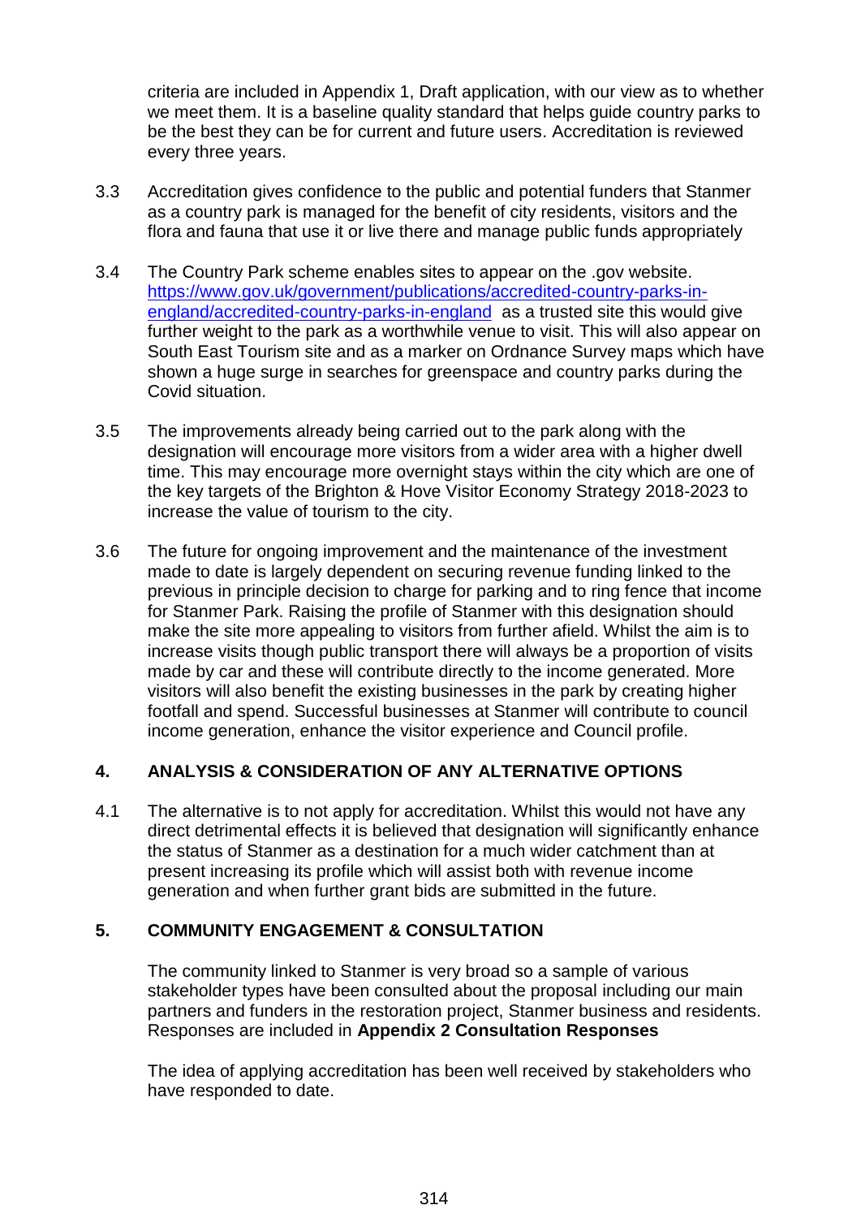criteria are included in Appendix 1, Draft application, with our view as to whether we meet them. It is a baseline quality standard that helps guide country parks to be the best they can be for current and future users. Accreditation is reviewed every three years.

3.3 Accreditation gives confidence to the public and potential funders that Stanmer as a country park is managed for the benefit of city residents, visitors and the flora and fauna that use it or live there and manage public funds appropriately

3.4 The Country Park scheme enables sites to appear on the .gov website. [https://www.gov.uk/government/publications/accredited-country-parks-in-england/accredited-country-parks-in-england](https://www.gov.uk/government/publications/accredited-country-parks-in-england/accredited-country-parks-in-england) as a trusted site this would give further weight to the park as a worthwhile venue to visit. This will also appear on South East Tourism site and as a marker on Ordnance Survey maps which have shown a huge surge in searches for greenspace and country parks during the Covid situation.

3.5 The improvements already being carried out to the park along with the designation will encourage more visitors from a wider area with a higher dwell time. This may encourage more overnight stays within the city which are one of the key targets of the Brighton & Hove Visitor Economy Strategy 2018-2023 to increase the value of tourism to the city.

3.6 The future for ongoing improvement and the maintenance of the investment made to date is largely dependent on securing revenue funding linked to the previous in principle decision to charge for parking and to ring fence that income for Stanmer Park. Raising the profile of Stanmer with this designation should make the site more appealing to visitors from further afield. Whilst the aim is to increase visits though public transport there will always be a proportion of visits made by car and these will contribute directly to the income generated. More visitors will also benefit the existing businesses in the park by creating higher footfall and spend. Successful businesses at Stanmer will contribute to council income generation, enhance the visitor experience and Council profile.

## 4. ANALYSIS & CONSIDERATION OF ANY ALTERNATIVE OPTIONS

4.1 The alternative is to not apply for accreditation. Whilst this would not have any direct detrimental effects it is believed that designation will significantly enhance the status of Stanmer as a destination for a much wider catchment than at present increasing its profile which will assist both with revenue income generation and when further grant bids are submitted in the future.

## 5. COMMUNITY ENGAGEMENT & CONSULTATION

The community linked to Stanmer is very broad so a sample of various stakeholder types have been consulted about the proposal including our main partners and funders in the restoration project, Stanmer business and residents. Responses are included in **Appendix 2 Consultation Responses**

The idea of applying accreditation has been well received by stakeholders who have responded to date.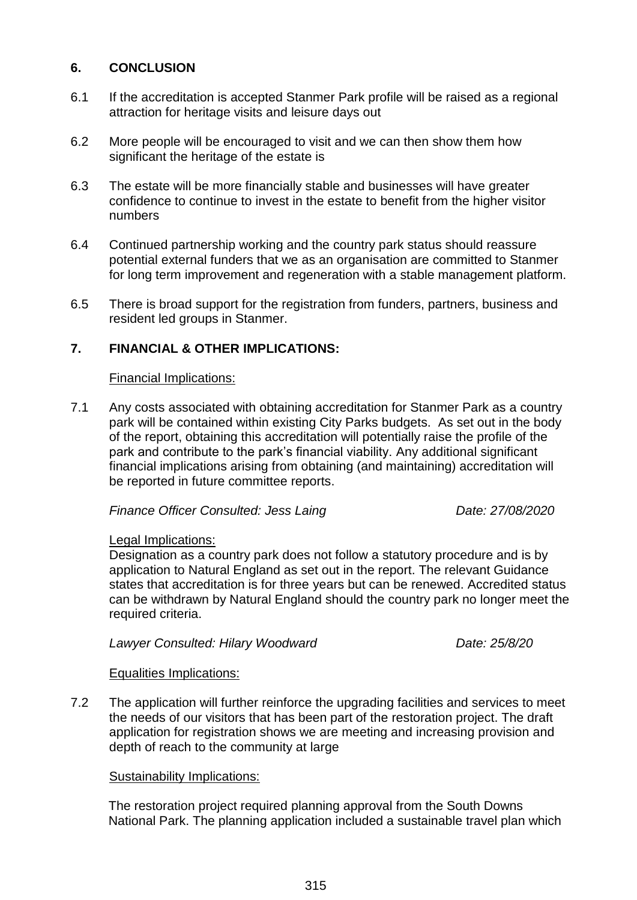## 6. CONCLUSION

6.1 If the accreditation is accepted Stanmer Park profile will be raised as a regional attraction for heritage visits and leisure days out

6.2 More people will be encouraged to visit and we can then show them how significant the heritage of the estate is

6.3 The estate will be more financially stable and businesses will have greater confidence to continue to invest in the estate to benefit from the higher visitor numbers

6.4 Continued partnership working and the country park status should reassure potential external funders that we as an organisation are committed to Stanmer for long term improvement and regeneration with a stable management platform.

6.5 There is broad support for the registration from funders, partners, business and resident led groups in Stanmer.

## 7. FINANCIAL & OTHER IMPLICATIONS:

Financial Implications:

7.1 Any costs associated with obtaining accreditation for Stanmer Park as a country park will be contained within existing City Parks budgets. As set out in the body of the report, obtaining this accreditation will potentially raise the profile of the park and contribute to the park's financial viability. Any additional significant financial implications arising from obtaining (and maintaining) accreditation will be reported in future committee reports.

*Finance Officer Consulted: Jess Laing* *Date: 27/08/2020*

Legal Implications:

Designation as a country park does not follow a statutory procedure and is by application to Natural England as set out in the report. The relevant Guidance states that accreditation is for three years but can be renewed. Accredited status can be withdrawn by Natural England should the country park no longer meet the required criteria.

*Lawyer Consulted: Hilary Woodward* *Date: 25/8/20*

Equalities Implications:

7.2 The application will further reinforce the upgrading facilities and services to meet the needs of our visitors that has been part of the restoration project. The draft application for registration shows we are meeting and increasing provision and depth of reach to the community at large

Sustainability Implications:

The restoration project required planning approval from the South Downs National Park. The planning application included a sustainable travel plan which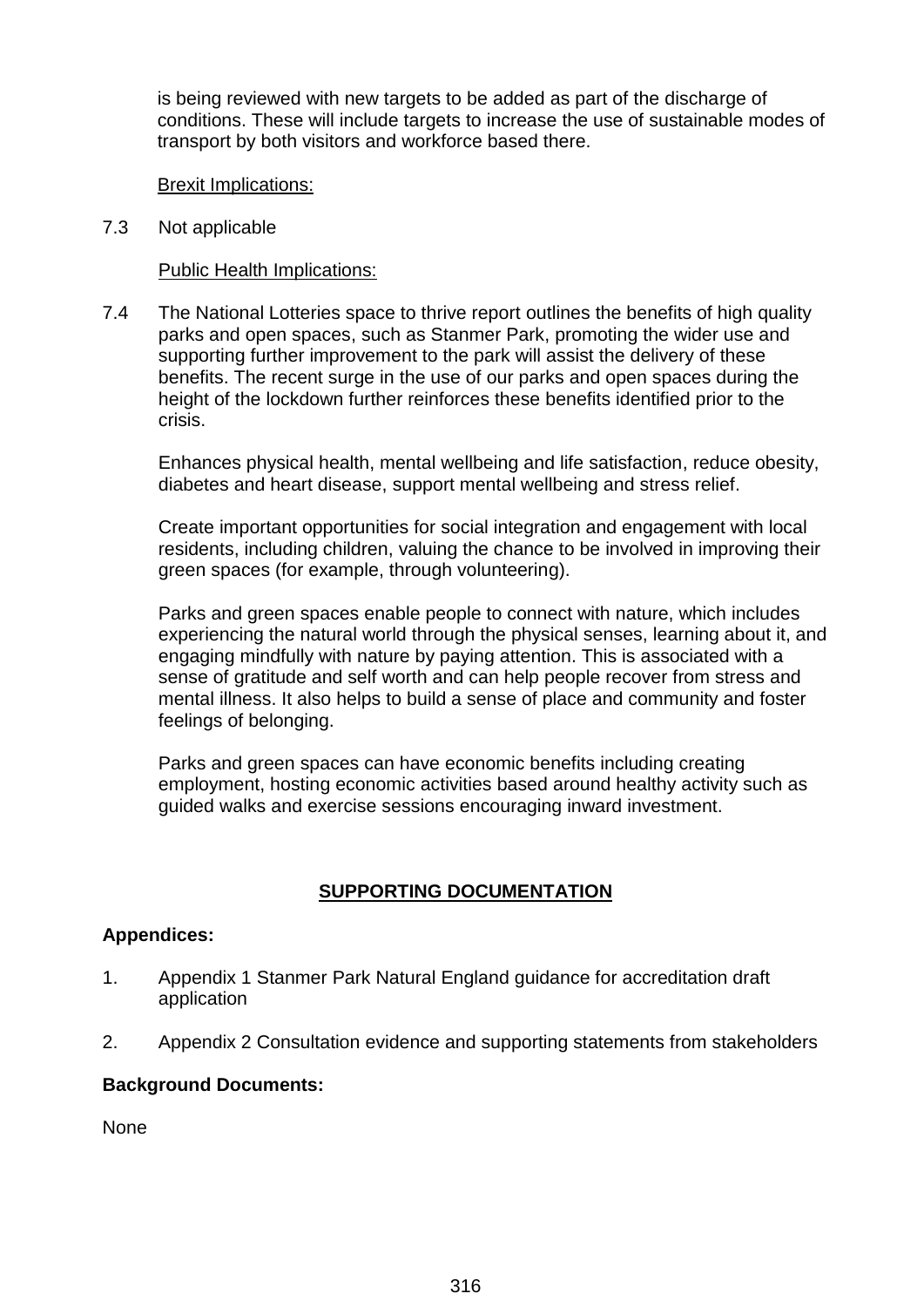is being reviewed with new targets to be added as part of the discharge of conditions. These will include targets to increase the use of sustainable modes of transport by both visitors and workforce based there.

Brexit Implications:

7.3 Not applicable

Public Health Implications:

7.4 The National Lotteries space to thrive report outlines the benefits of high quality parks and open spaces, such as Stanmer Park, promoting the wider use and supporting further improvement to the park will assist the delivery of these benefits. The recent surge in the use of our parks and open spaces during the height of the lockdown further reinforces these benefits identified prior to the crisis.

Enhances physical health, mental wellbeing and life satisfaction, reduce obesity, diabetes and heart disease, support mental wellbeing and stress relief.

Create important opportunities for social integration and engagement with local residents, including children, valuing the chance to be involved in improving their green spaces (for example, through volunteering).

Parks and green spaces enable people to connect with nature, which includes experiencing the natural world through the physical senses, learning about it, and engaging mindfully with nature by paying attention. This is associated with a sense of gratitude and self worth and can help people recover from stress and mental illness. It also helps to build a sense of place and community and foster feelings of belonging.

Parks and green spaces can have economic benefits including creating employment, hosting economic activities based around healthy activity such as guided walks and exercise sessions encouraging inward investment.

## SUPPORTING DOCUMENTATION

**Appendices:**

1. Appendix 1 Stanmer Park Natural England guidance for accreditation draft application

2. Appendix 2 Consultation evidence and supporting statements from stakeholders

**Background Documents:**

None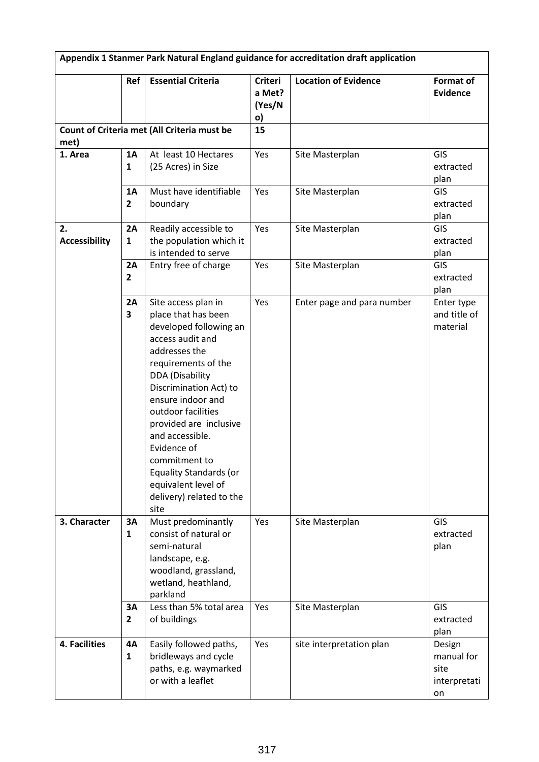| Appendix 1 Stanmer Park Natural England guidance for accreditation draft application | | | | | |
|---|---|---|---|---|---|
| | Ref | Essential Criteria | Criteria Met? (Yes/No) | Location of Evidence | Format of Evidence |
| Count of Criteria met (All Criteria must be met) | | | 15 | | |
| 1. Area | 1A1 | At least 10 Hectares (25 Acres) in Size | Yes | Site Masterplan | GIS extracted plan |
| | 1A2 | Must have identifiable boundary | Yes | Site Masterplan | GIS extracted plan |
| 2. Accessibility | 2A1 | Readily accessible to the population which it is intended to serve | Yes | Site Masterplan | GIS extracted plan |
| | 2A2 | Entry free of charge | Yes | Site Masterplan | GIS extracted plan |
| | 2A3 | Site access plan in place that has been developed following an access audit and addresses the requirements of the DDA (Disability Discrimination Act) to ensure indoor and outdoor facilities provided are inclusive and accessible. Evidence of commitment to Equality Standards (or equivalent level of delivery) related to the site | Yes | Enter page and para number | Enter type and title of material |
| 3. Character | 3A1 | Must predominantly consist of natural or semi-natural landscape, e.g. woodland, grassland, wetland, heathland, parkland | Yes | Site Masterplan | GIS extracted plan |
| | 3A2 | Less than 5% total area of buildings | Yes | Site Masterplan | GIS extracted plan |
| 4. Facilities | 4A1 | Easily followed paths, bridleways and cycle paths, e.g. waymarked or with a leaflet | Yes | site interpretation plan | Design manual for site interpretation |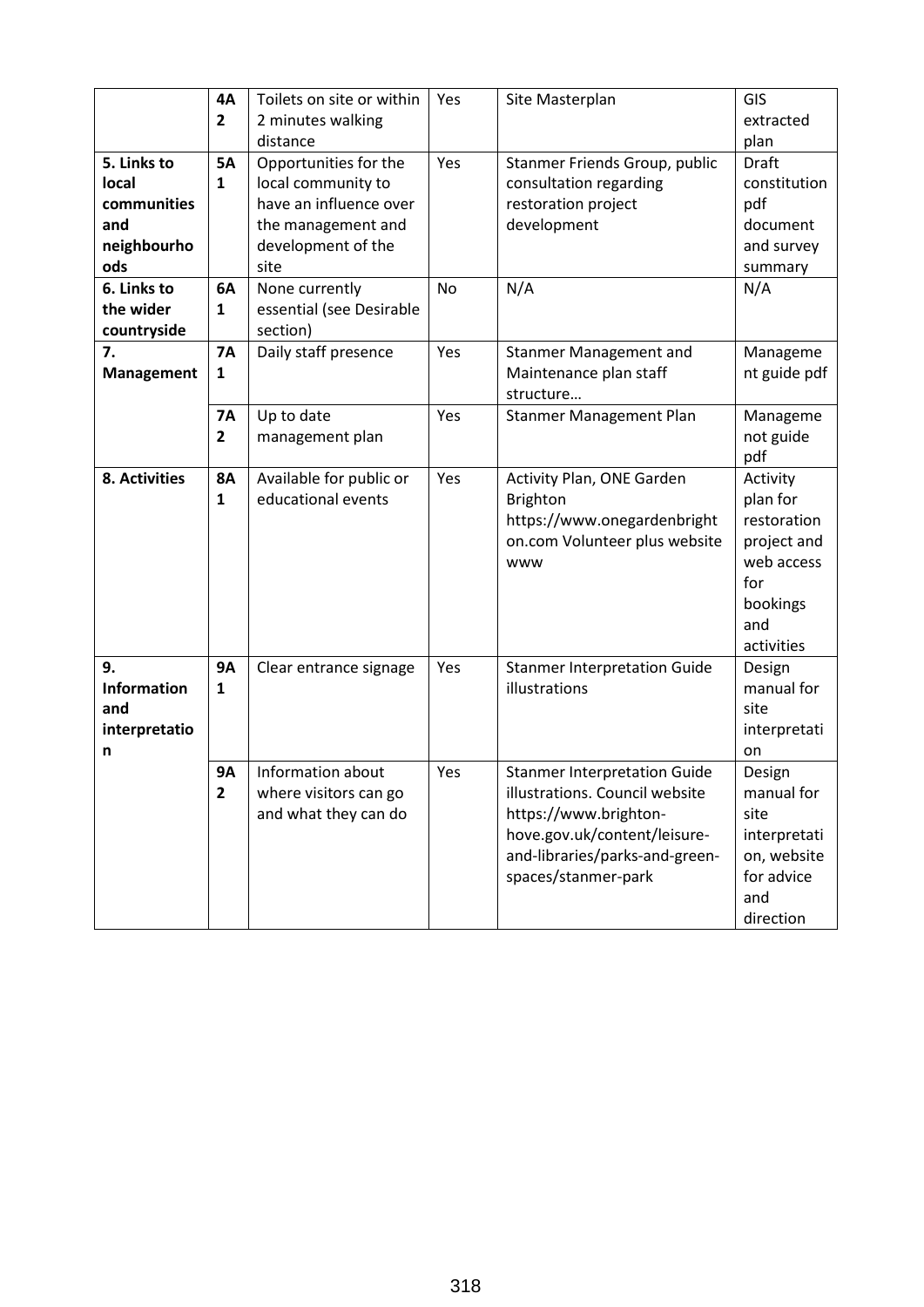| | | | | | |
|---|---|---|---|---|---|
| | **4A 2** | Toilets on site or within 2 minutes walking distance | Yes | Site Masterplan | GIS extracted plan |
| **5. Links to local communities and neighbourhoods** | **5A 1** | Opportunities for the local community to have an influence over the management and development of the site | Yes | Stanmer Friends Group, public consultation regarding restoration project development | Draft constitution pdf document and survey summary |
| **6. Links to the wider countryside** | **6A 1** | None currently essential (see Desirable section) | No | N/A | N/A |
| **7. Management** | **7A 1** | Daily staff presence | Yes | Stanmer Management and Maintenance plan staff structure… | Management guide pdf |
| | **7A 2** | Up to date management plan | Yes | Stanmer Management Plan | Management guide pdf |
| **8. Activities** | **8A 1** | Available for public or educational events | Yes | Activity Plan, ONE Garden Brighton https://www.onegardenbrighton.com Volunteer plus website www | Activity plan for restoration project and web access for bookings and activities |
| **9. Information and interpretation** | **9A 1** | Clear entrance signage | Yes | Stanmer Interpretation Guide illustrations | Design manual for site interpretation |
| | **9A 2** | Information about where visitors can go and what they can do | Yes | Stanmer Interpretation Guide illustrations. Council website https://www.brighton-hove.gov.uk/content/leisure-and-libraries/parks-and-green-spaces/stanmer-park | Design manual for site interpretation, website for advice and direction |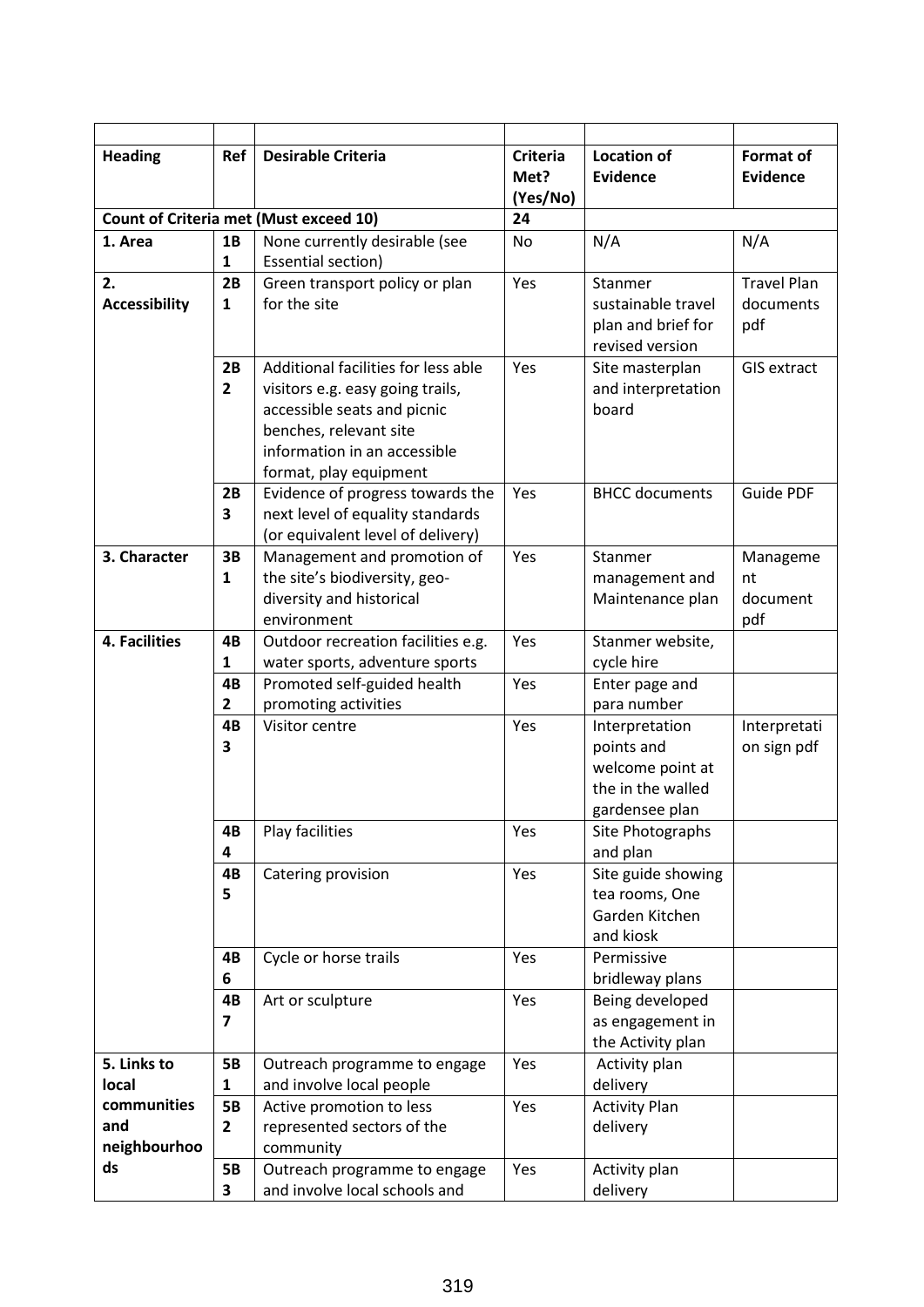| Heading | Ref | Desirable Criteria | Criteria Met? (Yes/No) | Location of Evidence | Format of Evidence |
|---|---|---|---|---|---|
| **Count of Criteria met (Must exceed 10)** | | | **24** | | |
| **1. Area** | **1B 1** | None currently desirable (see Essential section) | No | N/A | N/A |
| **2. Accessibility** | **2B 1** | Green transport policy or plan for the site | Yes | Stanmer sustainable travel plan and brief for revised version | Travel Plan documents pdf |
| | **2B 2** | Additional facilities for less able visitors e.g. easy going trails, accessible seats and picnic benches, relevant site information in an accessible format, play equipment | Yes | Site masterplan and interpretation board | GIS extract |
| | **2B 3** | Evidence of progress towards the next level of equality standards (or equivalent level of delivery) | Yes | BHCC documents | Guide PDF |
| **3. Character** | **3B 1** | Management and promotion of the site's biodiversity, geo-diversity and historical environment | Yes | Stanmer management and Maintenance plan | Management document pdf |
| **4. Facilities** | **4B 1** | Outdoor recreation facilities e.g. water sports, adventure sports | Yes | Stanmer website, cycle hire | |
| | **4B 2** | Promoted self-guided health promoting activities | Yes | Enter page and para number | |
| | **4B 3** | Visitor centre | Yes | Interpretation points and welcome point at the in the walled gardensee plan | Interpretation sign pdf |
| | **4B 4** | Play facilities | Yes | Site Photographs and plan | |
| | **4B 5** | Catering provision | Yes | Site guide showing tea rooms, One Garden Kitchen and kiosk | |
| | **4B 6** | Cycle or horse trails | Yes | Permissive bridleway plans | |
| | **4B 7** | Art or sculpture | Yes | Being developed as engagement in the Activity plan | |
| **5. Links to local communities and neighbourhoods** | **5B 1** | Outreach programme to engage and involve local people | Yes | Activity plan delivery | |
| | **5B 2** | Active promotion to less represented sectors of the community | Yes | Activity Plan delivery | |
| | **5B 3** | Outreach programme to engage and involve local schools and | Yes | Activity plan delivery | |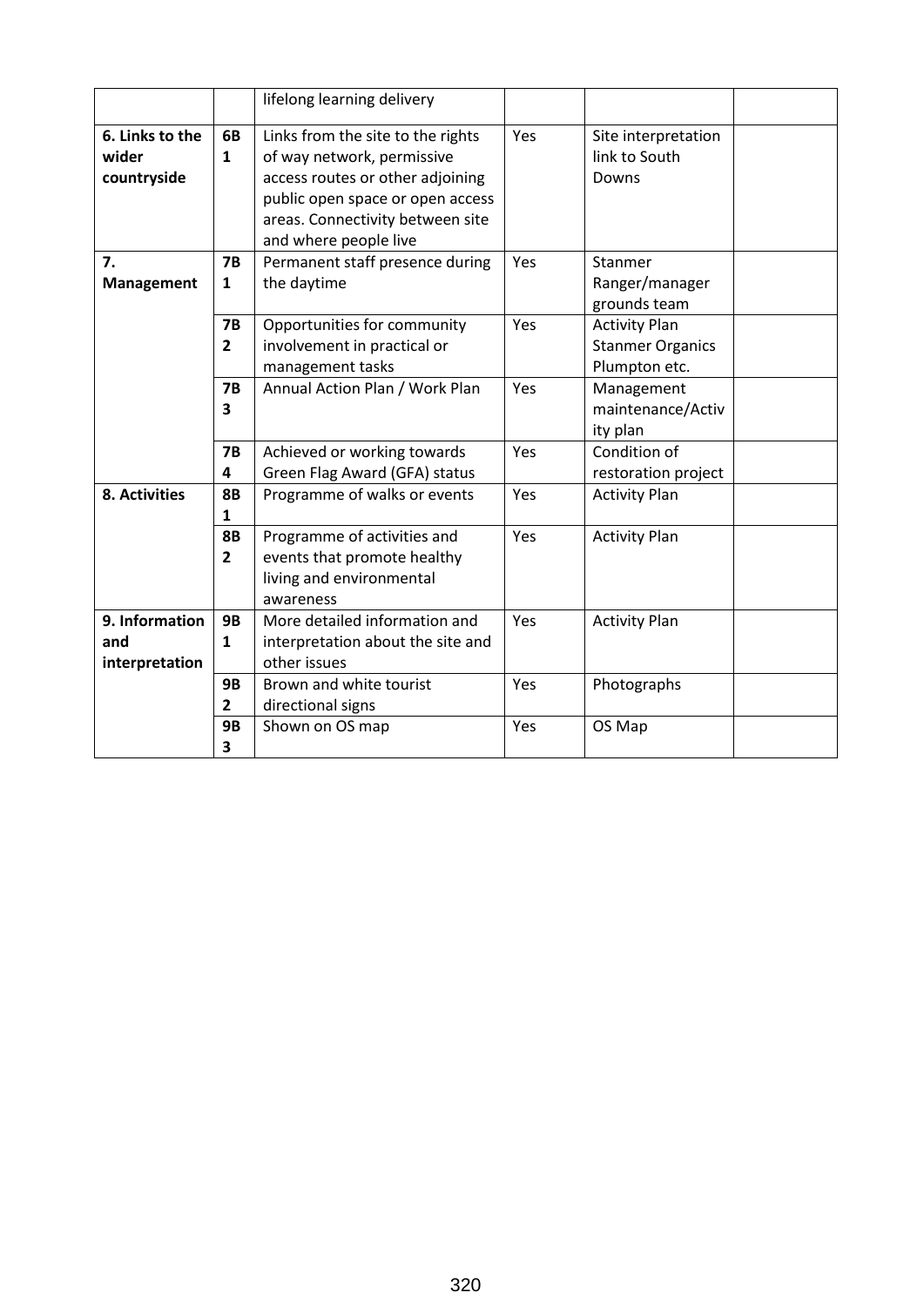| | | | | | |
|---|---|---|---|---|---|
| | | lifelong learning delivery | | | |
| **6. Links to the wider countryside** | **6B 1** | Links from the site to the rights of way network, permissive access routes or other adjoining public open space or open access areas. Connectivity between site and where people live | Yes | Site interpretation link to South Downs | |
| **7. Management** | **7B 1** | Permanent staff presence during the daytime | Yes | Stanmer Ranger/manager grounds team | |
| | **7B 2** | Opportunities for community involvement in practical or management tasks | Yes | Activity Plan Stanmer Organics Plumpton etc. | |
| | **7B 3** | Annual Action Plan / Work Plan | Yes | Management maintenance/Activity plan | |
| | **7B 4** | Achieved or working towards Green Flag Award (GFA) status | Yes | Condition of restoration project | |
| **8. Activities** | **8B 1** | Programme of walks or events | Yes | Activity Plan | |
| | **8B 2** | Programme of activities and events that promote healthy living and environmental awareness | Yes | Activity Plan | |
| **9. Information and interpretation** | **9B 1** | More detailed information and interpretation about the site and other issues | Yes | Activity Plan | |
| | **9B 2** | Brown and white tourist directional signs | Yes | Photographs | |
| | **9B 3** | Shown on OS map | Yes | OS Map | |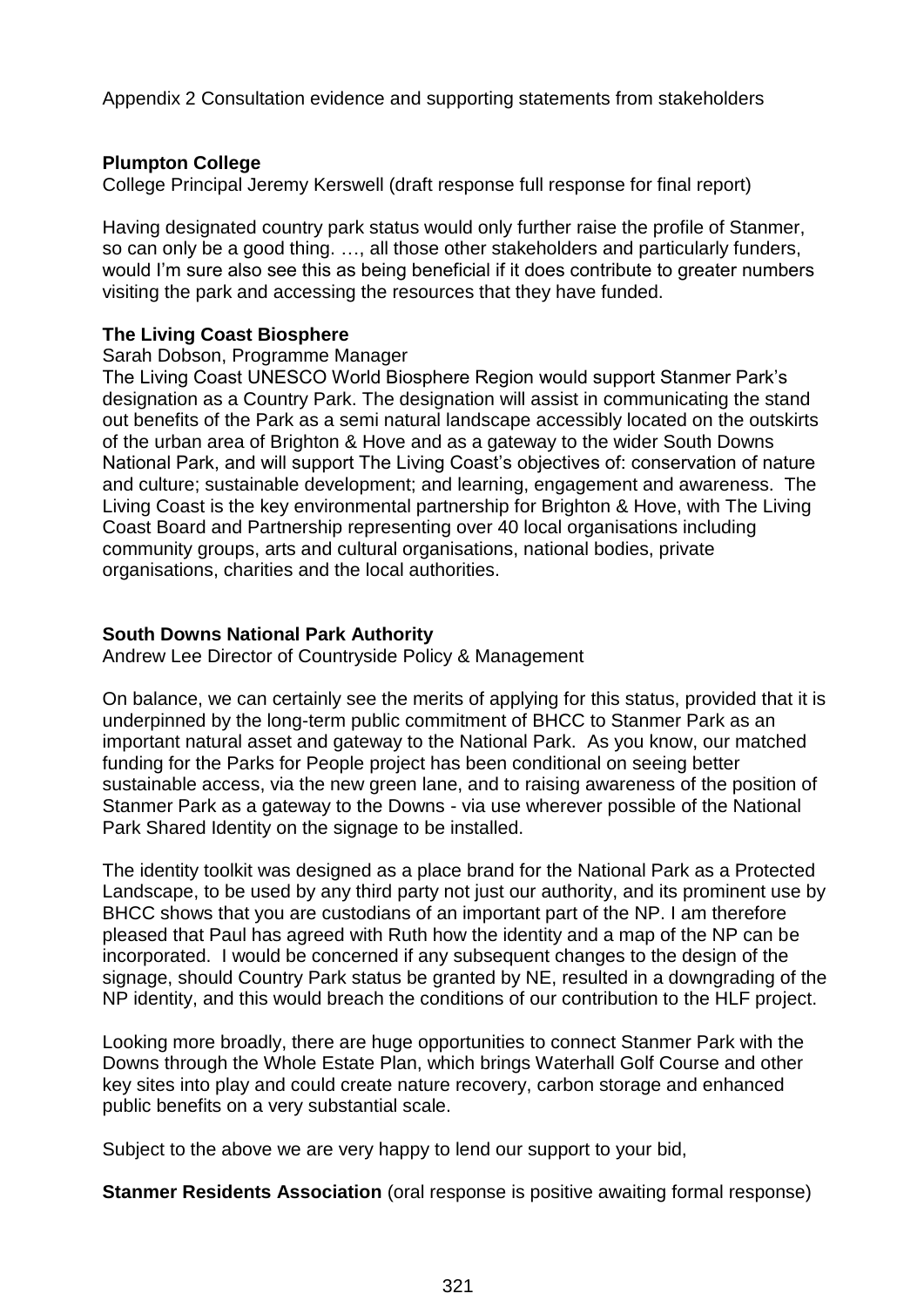Appendix 2 Consultation evidence and supporting statements from stakeholders

**Plumpton College**

College Principal Jeremy Kerswell (draft response full response for final report)

Having designated country park status would only further raise the profile of Stanmer, so can only be a good thing. …, all those other stakeholders and particularly funders, would I'm sure also see this as being beneficial if it does contribute to greater numbers visiting the park and accessing the resources that they have funded.

**The Living Coast Biosphere**

Sarah Dobson, Programme Manager

The Living Coast UNESCO World Biosphere Region would support Stanmer Park's designation as a Country Park. The designation will assist in communicating the stand out benefits of the Park as a semi natural landscape accessibly located on the outskirts of the urban area of Brighton & Hove and as a gateway to the wider South Downs National Park, and will support The Living Coast's objectives of: conservation of nature and culture; sustainable development; and learning, engagement and awareness. The Living Coast is the key environmental partnership for Brighton & Hove, with The Living Coast Board and Partnership representing over 40 local organisations including community groups, arts and cultural organisations, national bodies, private organisations, charities and the local authorities.

**South Downs National Park Authority**

Andrew Lee Director of Countryside Policy & Management

On balance, we can certainly see the merits of applying for this status, provided that it is underpinned by the long-term public commitment of BHCC to Stanmer Park as an important natural asset and gateway to the National Park. As you know, our matched funding for the Parks for People project has been conditional on seeing better sustainable access, via the new green lane, and to raising awareness of the position of Stanmer Park as a gateway to the Downs - via use wherever possible of the National Park Shared Identity on the signage to be installed.

The identity toolkit was designed as a place brand for the National Park as a Protected Landscape, to be used by any third party not just our authority, and its prominent use by BHCC shows that you are custodians of an important part of the NP. I am therefore pleased that Paul has agreed with Ruth how the identity and a map of the NP can be incorporated. I would be concerned if any subsequent changes to the design of the signage, should Country Park status be granted by NE, resulted in a downgrading of the NP identity, and this would breach the conditions of our contribution to the HLF project.

Looking more broadly, there are huge opportunities to connect Stanmer Park with the Downs through the Whole Estate Plan, which brings Waterhall Golf Course and other key sites into play and could create nature recovery, carbon storage and enhanced public benefits on a very substantial scale.

Subject to the above we are very happy to lend our support to your bid,

**Stanmer Residents Association** (oral response is positive awaiting formal response)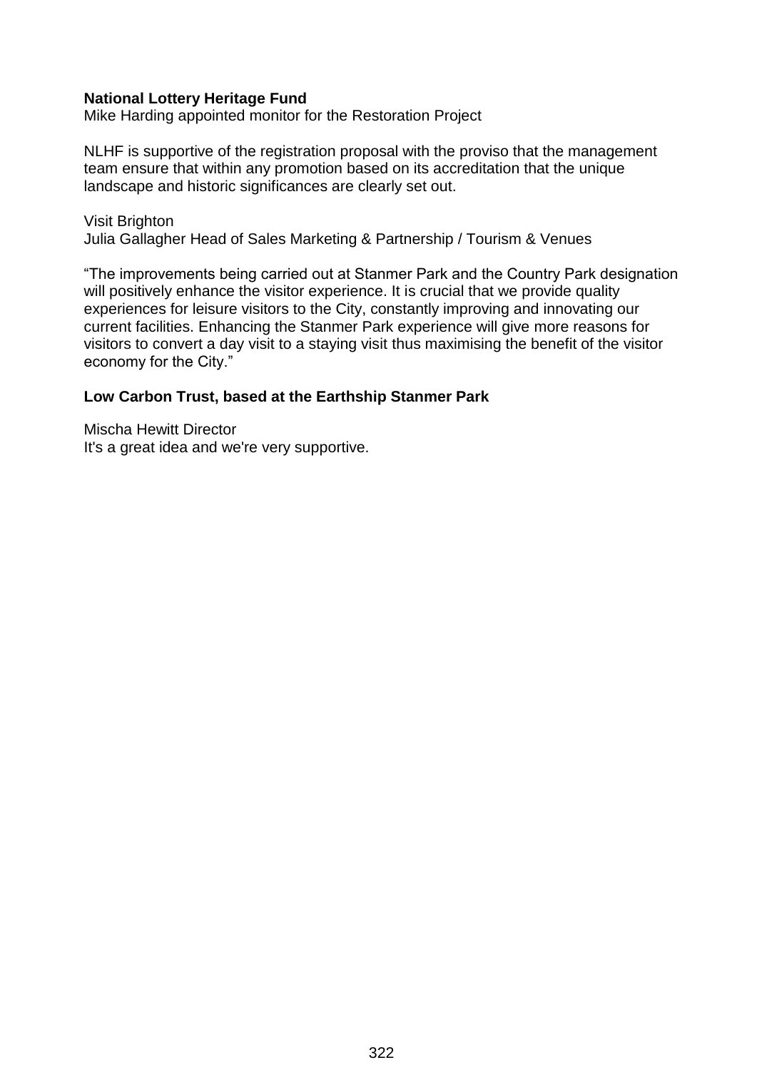**National Lottery Heritage Fund**
Mike Harding appointed monitor for the Restoration Project

NLHF is supportive of the registration proposal with the proviso that the management team ensure that within any promotion based on its accreditation that the unique landscape and historic significances are clearly set out.

Visit Brighton
Julia Gallagher Head of Sales Marketing & Partnership / Tourism & Venues

"The improvements being carried out at Stanmer Park and the Country Park designation will positively enhance the visitor experience. It is crucial that we provide quality experiences for leisure visitors to the City, constantly improving and innovating our current facilities. Enhancing the Stanmer Park experience will give more reasons for visitors to convert a day visit to a staying visit thus maximising the benefit of the visitor economy for the City."

**Low Carbon Trust, based at the Earthship Stanmer Park**

Mischa Hewitt Director
It's a great idea and we're very supportive.